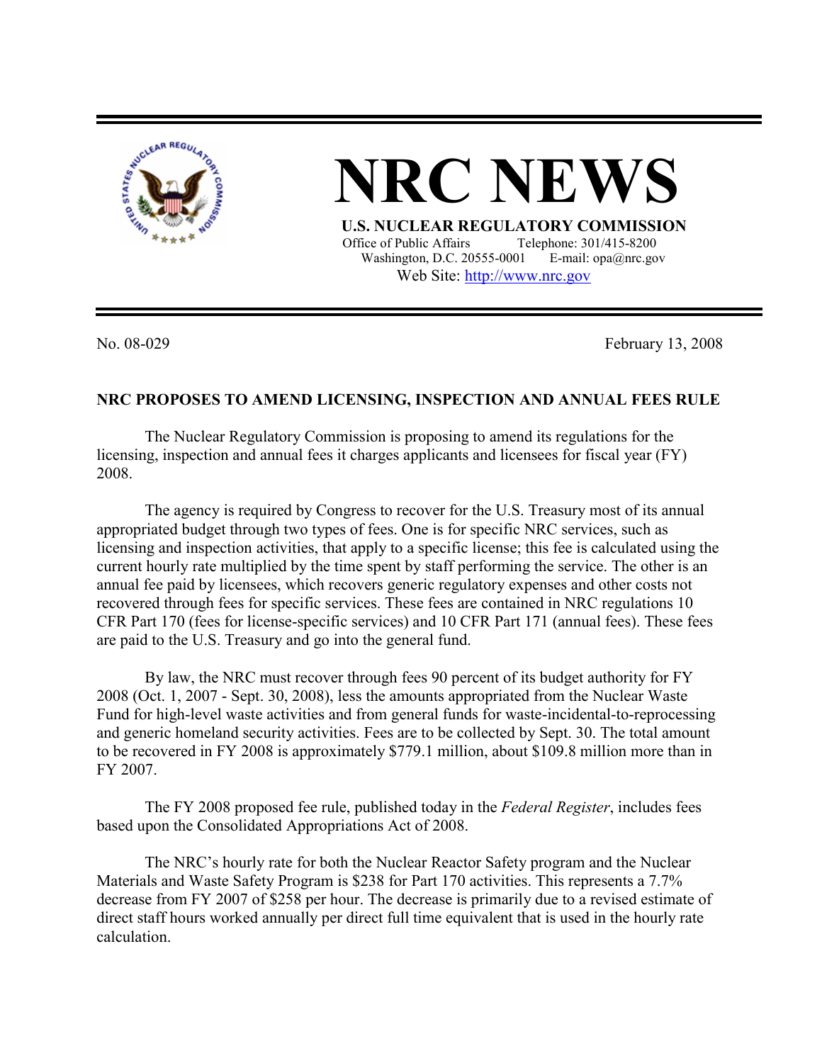# NRC NEWS

**U.S. NUCLEAR REGULATORY COMMISSION**

Office of Public Affairs Telephone: 301/415-8200
Washington, D.C. 20555-0001 E-mail: opa@nrc.gov
Web Site: http://www.nrc.gov

No. 08-029 February 13, 2008

**NRC PROPOSES TO AMEND LICENSING, INSPECTION AND ANNUAL FEES RULE**

The Nuclear Regulatory Commission is proposing to amend its regulations for the licensing, inspection and annual fees it charges applicants and licensees for fiscal year (FY) 2008.

The agency is required by Congress to recover for the U.S. Treasury most of its annual appropriated budget through two types of fees. One is for specific NRC services, such as licensing and inspection activities, that apply to a specific license; this fee is calculated using the current hourly rate multiplied by the time spent by staff performing the service. The other is an annual fee paid by licensees, which recovers generic regulatory expenses and other costs not recovered through fees for specific services. These fees are contained in NRC regulations 10 CFR Part 170 (fees for license-specific services) and 10 CFR Part 171 (annual fees). These fees are paid to the U.S. Treasury and go into the general fund.

By law, the NRC must recover through fees 90 percent of its budget authority for FY 2008 (Oct. 1, 2007 - Sept. 30, 2008), less the amounts appropriated from the Nuclear Waste Fund for high-level waste activities and from general funds for waste-incidental-to-reprocessing and generic homeland security activities. Fees are to be collected by Sept. 30. The total amount to be recovered in FY 2008 is approximately $779.1 million, about $109.8 million more than in FY 2007.

The FY 2008 proposed fee rule, published today in the *Federal Register*, includes fees based upon the Consolidated Appropriations Act of 2008.

The NRC's hourly rate for both the Nuclear Reactor Safety program and the Nuclear Materials and Waste Safety Program is $238 for Part 170 activities. This represents a 7.7% decrease from FY 2007 of $258 per hour. The decrease is primarily due to a revised estimate of direct staff hours worked annually per direct full time equivalent that is used in the hourly rate calculation.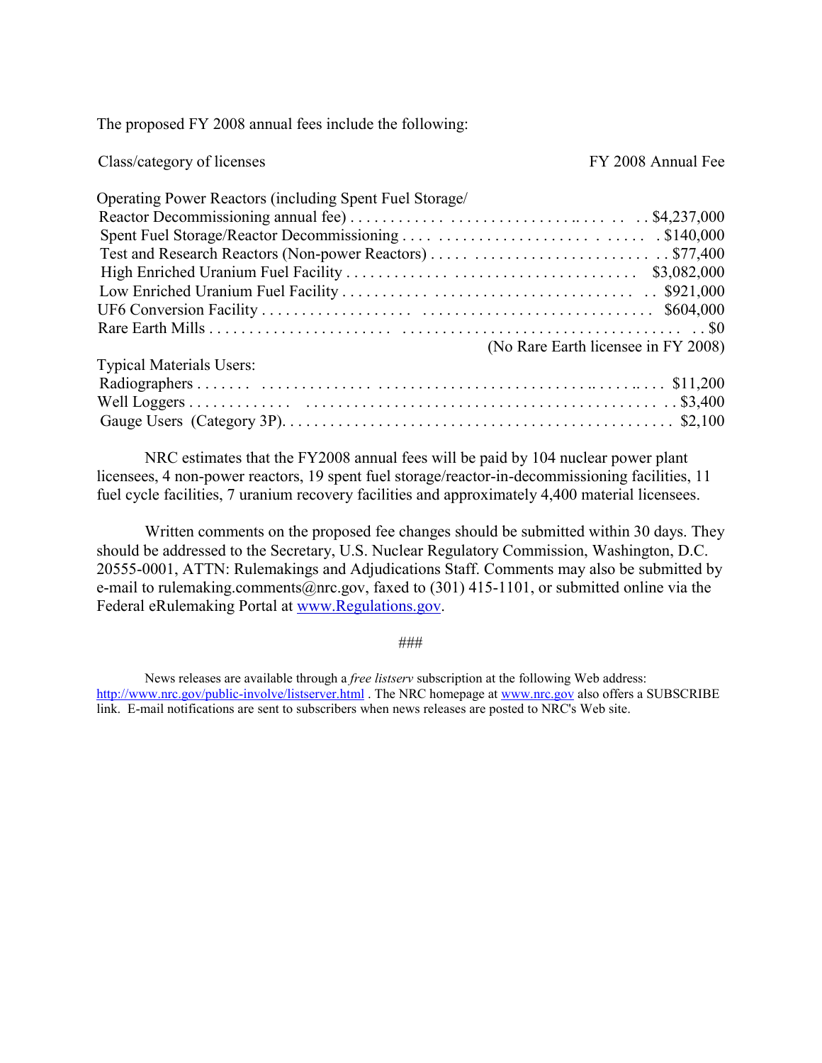The proposed FY 2008 annual fees include the following:

| Class/category of licenses | FY 2008 Annual Fee |
| --- | --- |
| Operating Power Reactors (including Spent Fuel Storage/ Reactor Decommissioning annual fee) | $4,237,000 |
| Spent Fuel Storage/Reactor Decommissioning | $140,000 |
| Test and Research Reactors (Non-power Reactors) | $77,400 |
| High Enriched Uranium Fuel Facility | $3,082,000 |
| Low Enriched Uranium Fuel Facility | $921,000 |
| UF6 Conversion Facility | $604,000 |
| Rare Earth Mills | $0 (No Rare Earth licensee in FY 2008) |
| Typical Materials Users: | |
| Radiographers | $11,200 |
| Well Loggers | $3,400 |
| Gauge Users (Category 3P) | $2,100 |

NRC estimates that the FY2008 annual fees will be paid by 104 nuclear power plant licensees, 4 non-power reactors, 19 spent fuel storage/reactor-in-decommissioning facilities, 11 fuel cycle facilities, 7 uranium recovery facilities and approximately 4,400 material licensees.

Written comments on the proposed fee changes should be submitted within 30 days. They should be addressed to the Secretary, U.S. Nuclear Regulatory Commission, Washington, D.C. 20555-0001, ATTN: Rulemakings and Adjudications Staff. Comments may also be submitted by e-mail to rulemaking.comments@nrc.gov, faxed to (301) 415-1101, or submitted online via the Federal eRulemaking Portal at www.Regulations.gov.

###

News releases are available through a *free listserv* subscription at the following Web address: http://www.nrc.gov/public-involve/listserver.html . The NRC homepage at www.nrc.gov also offers a SUBSCRIBE link. E-mail notifications are sent to subscribers when news releases are posted to NRC's Web site.